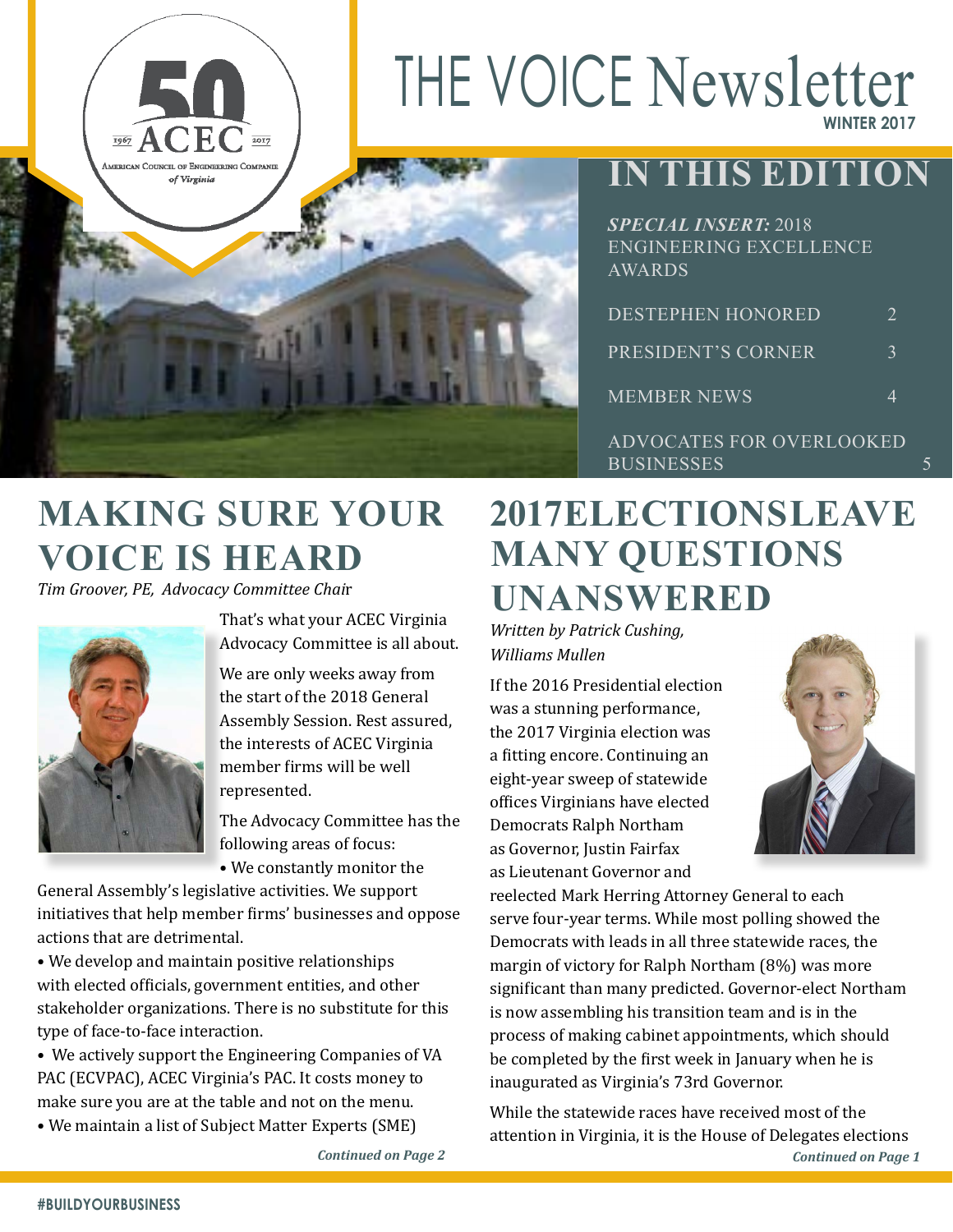# THE VOICE Newsletter

**WINTER 2017**

## IN THIS EDITION

***SPECIAL INSERT:*** 2018 ENGINEERING EXCELLENCE AWARDS

| | |
|---|---|
| DESTEPHEN HONORED | 2 |
| PRESIDENT'S CORNER | 3 |
| MEMBER NEWS | 4 |
| ADVOCATES FOR OVERLOOKED BUSINESSES | 5 |

## MAKING SURE YOUR VOICE IS HEARD

*Tim Groover, PE, Advocacy Committee Chair*

That's what your ACEC Virginia Advocacy Committee is all about.

We are only weeks away from the start of the 2018 General Assembly Session. Rest assured, the interests of ACEC Virginia member firms will be well represented.

The Advocacy Committee has the following areas of focus:

- We constantly monitor the General Assembly's legislative activities. We support initiatives that help member firms' businesses and oppose actions that are detrimental.
- We develop and maintain positive relationships with elected officials, government entities, and other stakeholder organizations. There is no substitute for this type of face-to-face interaction.
- We actively support the Engineering Companies of VA PAC (ECVPAC), ACEC Virginia's PAC. It costs money to make sure you are at the table and not on the menu.
- We maintain a list of Subject Matter Experts (SME)

***Continued on Page 2***

## 2017ELECTIONSLEAVE MANY QUESTIONS UNANSWERED

*Written by Patrick Cushing, Williams Mullen*

If the 2016 Presidential election was a stunning performance, the 2017 Virginia election was a fitting encore. Continuing an eight-year sweep of statewide offices Virginians have elected Democrats Ralph Northam as Governor, Justin Fairfax as Lieutenant Governor and reelected Mark Herring Attorney General to each serve four-year terms. While most polling showed the Democrats with leads in all three statewide races, the margin of victory for Ralph Northam (8%) was more significant than many predicted. Governor-elect Northam is now assembling his transition team and is in the process of making cabinet appointments, which should be completed by the first week in January when he is inaugurated as Virginia's 73rd Governor.

While the statewide races have received most of the attention in Virginia, it is the House of Delegates elections

***Continued on Page 1***

#BUILDYOURBUSINESS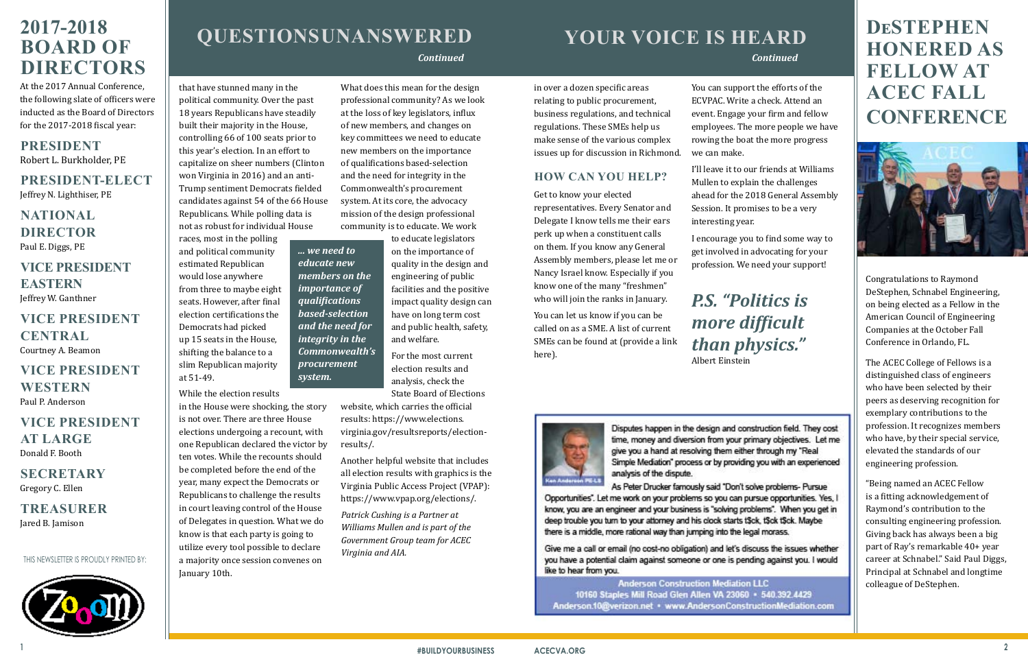# 2017-2018 BOARD OF DIRECTORS

At the 2017 Annual Conference, the following slate of officers were inducted as the Board of Directors for the 2017-2018 fiscal year:

**PRESIDENT**
Robert L. Burkholder, PE

**PRESIDENT-ELECT**
Jeffrey N. Lighthiser, PE

**NATIONAL DIRECTOR**
Paul E. Diggs, PE

**VICE PRESIDENT EASTERN**
Jeffrey W. Ganthner

**VICE PRESIDENT CENTRAL**
Courtney A. Beamon

**VICE PRESIDENT WESTERN**
Paul P. Anderson

**VICE PRESIDENT AT LARGE**
Donald F. Booth

**SECRETARY**
Gregory C. Ellen

**TREASURER**
Jared B. Jamison

THIS NEWSLETTER IS PROUDLY PRINTED BY:

# QUESTIONS UNANSWERED

*Continued*

that have stunned many in the political community. Over the past 18 years Republicans have steadily built their majority in the House, controlling 66 of 100 seats prior to this year's election. In an effort to capitalize on sheer numbers (Clinton won Virginia in 2016) and an anti-Trump sentiment Democrats fielded candidates against 54 of the 66 House Republicans. While polling data is not as robust for individual House races, most in the polling and political community estimated Republican would lose anywhere from three to maybe eight seats. However, after final election certifications the Democrats had picked up 15 seats in the House, shifting the balance to a slim Republican majority at 51-49.

While the election results in the House were shocking, the story is not over. There are three House elections undergoing a recount, with one Republican declared the victor by ten votes. While the recounts should be completed before the end of the year, many expect the Democrats or Republicans to challenge the results in court leaving control of the House of Delegates in question. What we do know is that each party is going to utilize every tool possible to declare a majority once session convenes on January 10th.

What does this mean for the design professional community? As we look at the loss of key legislators, influx of new members, and changes on key committees we need to educate new members on the importance of qualifications based-selection and the need for integrity in the Commonwealth's procurement system. At its core, the advocacy mission of the design professional community is to educate. We work to educate legislators on the importance of quality in the design and engineering of public facilities and the positive impact quality design can have on long term cost and public health, safety, and welfare.

> ***... we need to educate new members on the importance of qualifications based-selection and the need for integrity in the Commonwealth's procurement system.***

For the most current election results and analysis, check the State Board of Elections website, which carries the official results: https://www.elections.virginia.gov/resultsreports/election-results/.

Another helpful website that includes all election results with graphics is the Virginia Public Access Project (VPAP): https://www.vpap.org/elections/.

*Patrick Cushing is a Partner at Williams Mullen and is part of the Government Group team for ACEC Virginia and AIA.*

# YOUR VOICE IS HEARD

*Continued*

in over a dozen specific areas relating to public procurement, business regulations, and technical regulations. These SMEs help us make sense of the various complex issues up for discussion in Richmond.

## HOW CAN YOU HELP?

Get to know your elected representatives. Every Senator and Delegate I know tells me their ears perk up when a constituent calls on them. If you know any General Assembly members, please let me or Nancy Israel know. Especially if you know one of the many "freshmen" who will join the ranks in January.

You can let us know if you can be called on as a SME. A list of current SMEs can be found at (provide a link here).

You can support the efforts of the ECVPAC. Write a check. Attend an event. Engage your firm and fellow employees. The more people we have rowing the boat the more progress we can make.

I'll leave it to our friends at Williams Mullen to explain the challenges ahead for the 2018 General Assembly Session. It promises to be a very interesting year.

I encourage you to find some way to get involved in advocating for your profession. We need your support!

***P.S. "Politics is more difficult than physics."***
Albert Einstein

Ken Anderson PE-LS

Disputes happen in the design and construction field. They cost time, money and diversion from your primary objectives. Let me give you a hand at resolving them either through my "Real Simple Mediation" process or by providing you with an experienced analysis of the dispute.

As Peter Drucker famously said "Don't solve problems- Pursue Opportunities". Let me work on your problems so you can pursue opportunities. Yes, I know, you are an engineer and your business is "solving problems". When you get in deep trouble you turn to your attorney and his clock starts t$ck, t$ck t$ck. Maybe there is a middle, more rational way than jumping into the legal morass.

Give me a call or email (no cost-no obligation) and let's discuss the issues whether you have a potential claim against someone or one is pending against you. I would like to hear from you.

**Anderson Construction Mediation LLC**
**10160 Staples Mill Road Glen Allen VA 23060 • 540.392.4429**
**Anderson.10@verizon.net • www.AndersonConstructionMediation.com**

# DESTEPHEN HONERED AS FELLOW AT ACEC FALL CONFERENCE

Congratulations to Raymond DeStephen, Schnabel Engineering, on being elected as a Fellow in the American Council of Engineering Companies at the October Fall Conference in Orlando, FL.

The ACEC College of Fellows is a distinguished class of engineers who have been selected by their peers as deserving recognition for exemplary contributions to the profession. It recognizes members who have, by their special service, elevated the standards of our engineering profession.

"Being named an ACEC Fellow is a fitting acknowledgement of Raymond's contribution to the consulting engineering profession. Giving back has always been a big part of Ray's remarkable 40+ year career at Schnabel." Said Paul Diggs, Principal at Schnabel and longtime colleague of DeStephen.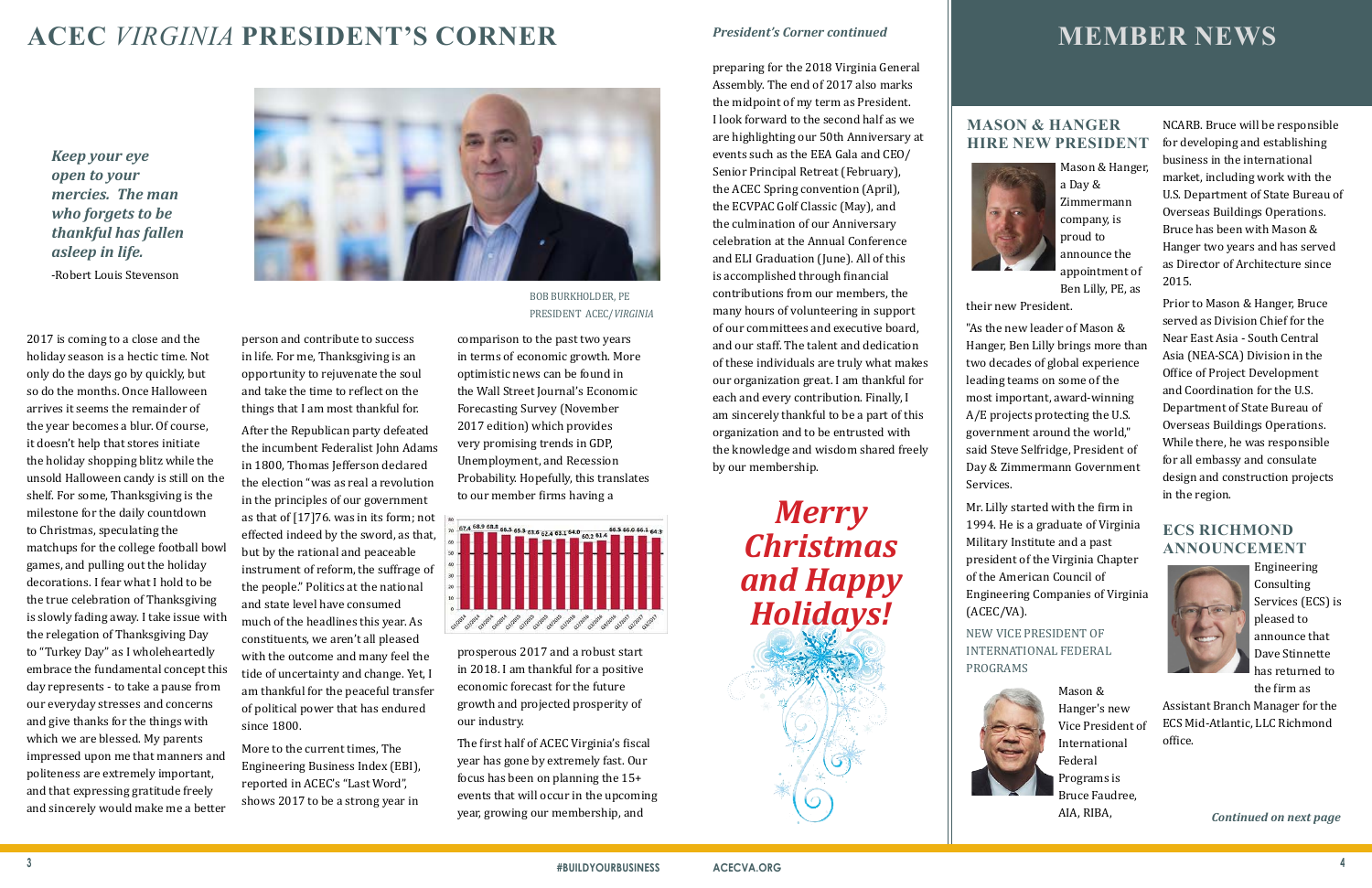# ACEC *VIRGINIA* PRESIDENT'S CORNER

***Keep your eye open to your mercies. The man who forgets to be thankful has fallen asleep in life.***

-Robert Louis Stevenson

BOB BURKHOLDER, PE
PRESIDENT ACEC/*VIRGINIA*

2017 is coming to a close and the holiday season is a hectic time. Not only do the days go by quickly, but so do the months. Once Halloween arrives it seems the remainder of the year becomes a blur. Of course, it doesn't help that stores initiate the holiday shopping blitz while the unsold Halloween candy is still on the shelf. For some, Thanksgiving is the milestone for the daily countdown to Christmas, speculating the matchups for the college football bowl games, and pulling out the holiday decorations. I fear what I hold to be the true celebration of Thanksgiving is slowly fading away. I take issue with the relegation of Thanksgiving Day to "Turkey Day" as I wholeheartedly embrace the fundamental concept this day represents - to take a pause from our everyday stresses and concerns and give thanks for the things with which we are blessed. My parents impressed upon me that manners and politeness are extremely important, and that expressing gratitude freely and sincerely would make me a better person and contribute to success in life. For me, Thanksgiving is an opportunity to rejuvenate the soul and take the time to reflect on the things that I am most thankful for.

After the Republican party defeated the incumbent Federalist John Adams in 1800, Thomas Jefferson declared the election "was as real a revolution in the principles of our government as that of [17]76. was in its form; not effected indeed by the sword, as that, but by the rational and peaceable instrument of reform, the suffrage of the people." Politics at the national and state level have consumed much of the headlines this year. As constituents, we aren't all pleased with the outcome and many feel the tide of uncertainty and change. Yet, I am thankful for the peaceful transfer of political power that has endured since 1800.

More to the current times, The Engineering Business Index (EBI), reported in ACEC's "Last Word", shows 2017 to be a strong year in comparison to the past two years in terms of economic growth. More optimistic news can be found in the Wall Street Journal's Economic Forecasting Survey (November 2017 edition) which provides very promising trends in GDP, Unemployment, and Recession Probability. Hopefully, this translates to our member firms having a prosperous 2017 and a robust start in 2018. I am thankful for a positive economic forecast for the future growth and projected prosperity of our industry.

The first half of ACEC Virginia's fiscal year has gone by extremely fast. Our focus has been on planning the 15+ events that will occur in the upcoming year, growing our membership, and preparing for the 2018 Virginia General Assembly. The end of 2017 also marks the midpoint of my term as President. I look forward to the second half as we are highlighting our 50th Anniversary at events such as the EEA Gala and CEO/Senior Principal Retreat (February), the ACEC Spring convention (April), the ECVPAC Golf Classic (May), and the culmination of our Anniversary celebration at the Annual Conference and ELI Graduation (June). All of this is accomplished through financial contributions from our members, the many hours of volunteering in support of our committees and executive board, and our staff. The talent and dedication of these individuals are truly what makes our organization great. I am thankful for each and every contribution. Finally, I am sincerely thankful to be a part of this organization and to be entrusted with the knowledge and wisdom shared freely by our membership.

***Merry Christmas and Happy Holidays!***

# MEMBER NEWS

## MASON & HANGER HIRE NEW PRESIDENT

Mason & Hanger, a Day & Zimmermann company, is proud to announce the appointment of Ben Lilly, PE, as their new President.

"As the new leader of Mason & Hanger, Ben Lilly brings more than two decades of global experience leading teams on some of the most important, award-winning A/E projects protecting the U.S. government around the world," said Steve Selfridge, President of Day & Zimmermann Government Services.

Mr. Lilly started with the firm in 1994. He is a graduate of Virginia Military Institute and a past president of the Virginia Chapter of the American Council of Engineering Companies of Virginia (ACEC/VA).

### NEW VICE PRESIDENT OF INTERNATIONAL FEDERAL PROGRAMS

Mason & Hanger's new Vice President of International Federal Programs is Bruce Faudree, AIA, RIBA, NCARB. Bruce will be responsible for developing and establishing business in the international market, including work with the U.S. Department of State Bureau of Overseas Buildings Operations. Bruce has been with Mason & Hanger two years and has served as Director of Architecture since 2015.

Prior to Mason & Hanger, Bruce served as Division Chief for the Near East Asia - South Central Asia (NEA-SCA) Division in the Office of Project Development and Coordination for the U.S. Department of State Bureau of Overseas Buildings Operations. While there, he was responsible for all embassy and consulate design and construction projects in the region.

## ECS RICHMOND ANNOUNCEMENT

Engineering Consulting Services (ECS) is pleased to announce that Dave Stinnette has returned to the firm as Assistant Branch Manager for the ECS Mid-Atlantic, LLC Richmond office.

***Continued on next page***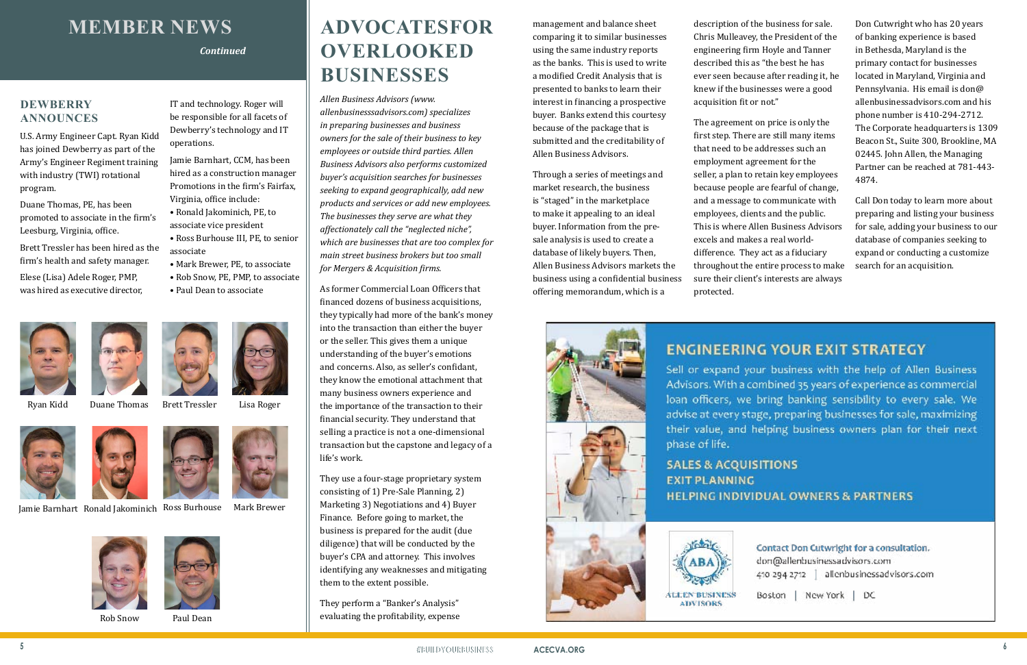# MEMBER NEWS

*Continued*

## DEWBERRY ANNOUNCES

U.S. Army Engineer Capt. Ryan Kidd has joined Dewberry as part of the Army's Engineer Regiment training with industry (TWI) rotational program.

Duane Thomas, PE, has been promoted to associate in the firm's Leesburg, Virginia, office.

Brett Tressler has been hired as the firm's health and safety manager.

Elese (Lisa) Adele Roger, PMP, was hired as executive director, IT and technology. Roger will be responsible for all facets of Dewberry's technology and IT operations.

Jamie Barnhart, CCM, has been hired as a construction manager Promotions in the firm's Fairfax, Virginia, office include:

- Ronald Jakominich, PE, to associate vice president
- Ross Burhouse III, PE, to senior associate
- Mark Brewer, PE, to associate
- Rob Snow, PE, PMP, to associate
- Paul Dean to associate

Ryan Kidd

Duane Thomas

Brett Tressler

Lisa Roger

Jamie Barnhart

Ronald Jakominich

Ross Burhouse

Mark Brewer

Rob Snow

Paul Dean

# ADVOCATESFOR OVERLOOKED BUSINESSES

*Allen Business Advisors (www. allenbusinesssadvisors.com) specializes in preparing businesses and business owners for the sale of their business to key employees or outside third parties. Allen Business Advisors also performs customized buyer's acquisition searches for businesses seeking to expand geographically, add new products and services or add new employees. The businesses they serve are what they affectionately call the "neglected niche", which are businesses that are too complex for main street business brokers but too small for Mergers & Acquisition firms.*

As former Commercial Loan Officers that financed dozens of business acquisitions, they typically had more of the bank's money into the transaction than either the buyer or the seller. This gives them a unique understanding of the buyer's emotions and concerns. Also, as seller's confidant, they know the emotional attachment that many business owners experience and the importance of the transaction to their financial security. They understand that selling a practice is not a one-dimensional transaction but the capstone and legacy of a life's work.

They use a four-stage proprietary system consisting of 1) Pre-Sale Planning, 2) Marketing 3) Negotiations and 4) Buyer Finance. Before going to market, the business is prepared for the audit (due diligence) that will be conducted by the buyer's CPA and attorney. This involves identifying any weaknesses and mitigating them to the extent possible.

They perform a "Banker's Analysis" evaluating the profitability, expense management and balance sheet comparing it to similar businesses using the same industry reports as the banks. This is used to write a modified Credit Analysis that is presented to banks to learn their interest in financing a prospective buyer. Banks extend this courtesy because of the package that is submitted and the creditability of Allen Business Advisors.

Through a series of meetings and market research, the business is "staged" in the marketplace to make it appealing to an ideal buyer. Information from the pre-sale analysis is used to create a database of likely buyers. Then, Allen Business Advisors markets the business using a confidential business offering memorandum, which is a description of the business for sale. Chris Mulleavey, the President of the engineering firm Hoyle and Tanner described this as "the best he has ever seen because after reading it, he knew if the businesses were a good acquisition fit or not."

The agreement on price is only the first step. There are still many items that need to be addresses such an employment agreement for the seller, a plan to retain key employees because people are fearful of change, and a message to communicate with employees, clients and the public. This is where Allen Business Advisors excels and makes a real world-difference. They act as a fiduciary throughout the entire process to make sure their client's interests are always protected.

Don Cutwright who has 20 years of banking experience is based in Bethesda, Maryland is the primary contact for businesses located in Maryland, Virginia and Pennsylvania. His email is don@allenbusinessadvisors.com and his phone number is 410-294-2712. The Corporate headquarters is 1309 Beacon St., Suite 300, Brookline, MA 02445. John Allen, the Managing Partner can be reached at 781-443-4874.

Call Don today to learn more about preparing and listing your business for sale, adding your business to our database of companies seeking to expand or conducting a customize search for an acquisition.

## ENGINEERING YOUR EXIT STRATEGY

Sell or expand your business with the help of Allen Business Advisors. With a combined 35 years of experience as commercial loan officers, we bring banking sensibility to every sale. We advise at every stage, preparing businesses for sale, maximizing their value, and helping business owners plan for their next phase of life.

SALES & ACQUISITIONS
EXIT PLANNING
HELPING INDIVIDUAL OWNERS & PARTNERS

ABA
ALLEN BUSINESS ADVISORS

Contact Don Cutwright for a consultation.
don@allenbusinessadvisors.com
410 294 2712 | allenbusinessadvisors.com

Boston | New York | DC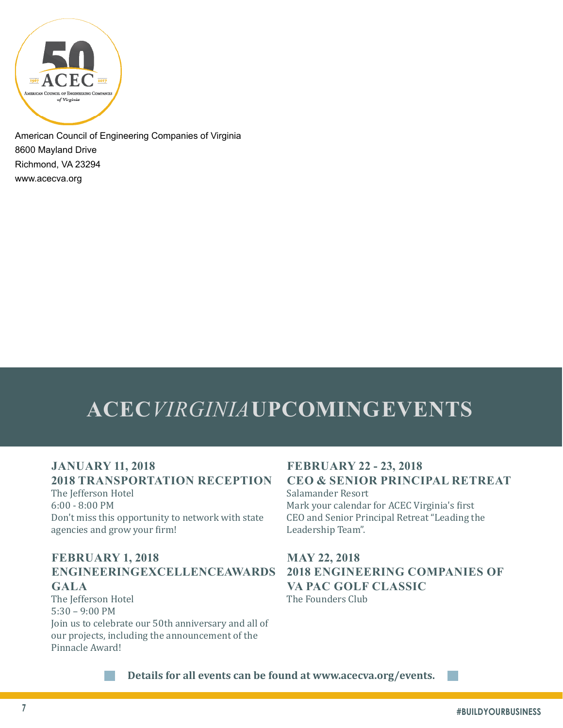American Council of Engineering Companies of Virginia
8600 Mayland Drive
Richmond, VA 23294
www.acecva.org

# ACEC *VIRGINIA* UPCOMING EVENTS

### JANUARY 11, 2018
### 2018 TRANSPORTATION RECEPTION

The Jefferson Hotel
6:00 - 8:00 PM
Don't miss this opportunity to network with state agencies and grow your firm!

### FEBRUARY 1, 2018
### ENGINEERING EXCELLENCE AWARDS GALA

The Jefferson Hotel
5:30 – 9:00 PM
Join us to celebrate our 50th anniversary and all of our projects, including the announcement of the Pinnacle Award!

### FEBRUARY 22 - 23, 2018
### CEO & SENIOR PRINCIPAL RETREAT

Salamander Resort
Mark your calendar for ACEC Virginia's first CEO and Senior Principal Retreat “Leading the Leadership Team”.

### MAY 22, 2018
### 2018 ENGINEERING COMPANIES OF VA PAC GOLF CLASSIC

The Founders Club

**Details for all events can be found at www.acecva.org/events.**

#BUILDYOURBUSINESS